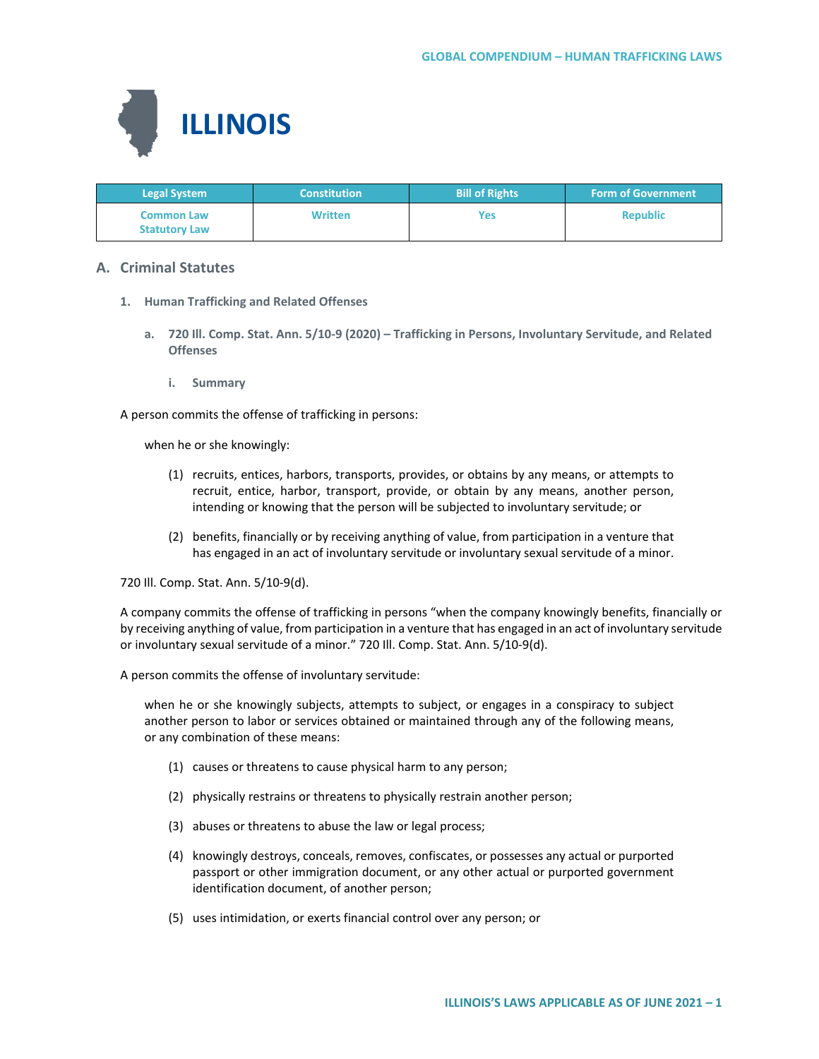# ILLINOIS

| Legal System | Constitution | Bill of Rights | Form of Government |
| --- | --- | --- | --- |
| Common Law<br>Statutory Law | Written | Yes | Republic |

## A. Criminal Statutes

### 1. Human Trafficking and Related Offenses

#### a. 720 Ill. Comp. Stat. Ann. 5/10-9 (2020) – Trafficking in Persons, Involuntary Servitude, and Related Offenses

##### i. Summary

A person commits the offense of trafficking in persons:

> when he or she knowingly:
>
> (1) recruits, entices, harbors, transports, provides, or obtains by any means, or attempts to recruit, entice, harbor, transport, provide, or obtain by any means, another person, intending or knowing that the person will be subjected to involuntary servitude; or
>
> (2) benefits, financially or by receiving anything of value, from participation in a venture that has engaged in an act of involuntary servitude or involuntary sexual servitude of a minor.

720 Ill. Comp. Stat. Ann. 5/10-9(d).

A company commits the offense of trafficking in persons "when the company knowingly benefits, financially or by receiving anything of value, from participation in a venture that has engaged in an act of involuntary servitude or involuntary sexual servitude of a minor." 720 Ill. Comp. Stat. Ann. 5/10-9(d).

A person commits the offense of involuntary servitude:

> when he or she knowingly subjects, attempts to subject, or engages in a conspiracy to subject another person to labor or services obtained or maintained through any of the following means, or any combination of these means:
>
> (1) causes or threatens to cause physical harm to any person;
>
> (2) physically restrains or threatens to physically restrain another person;
>
> (3) abuses or threatens to abuse the law or legal process;
>
> (4) knowingly destroys, conceals, removes, confiscates, or possesses any actual or purported passport or other immigration document, or any other actual or purported government identification document, of another person;
>
> (5) uses intimidation, or exerts financial control over any person; or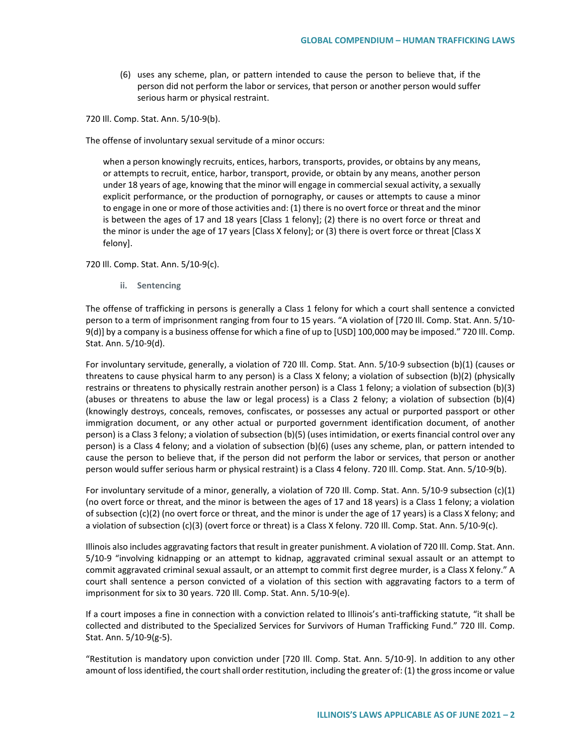(6) uses any scheme, plan, or pattern intended to cause the person to believe that, if the person did not perform the labor or services, that person or another person would suffer serious harm or physical restraint.

720 Ill. Comp. Stat. Ann. 5/10-9(b).

The offense of involuntary sexual servitude of a minor occurs:

> when a person knowingly recruits, entices, harbors, transports, provides, or obtains by any means, or attempts to recruit, entice, harbor, transport, provide, or obtain by any means, another person under 18 years of age, knowing that the minor will engage in commercial sexual activity, a sexually explicit performance, or the production of pornography, or causes or attempts to cause a minor to engage in one or more of those activities and: (1) there is no overt force or threat and the minor is between the ages of 17 and 18 years [Class 1 felony]; (2) there is no overt force or threat and the minor is under the age of 17 years [Class X felony]; or (3) there is overt force or threat [Class X felony].

720 Ill. Comp. Stat. Ann. 5/10-9(c).

#### ii. Sentencing

The offense of trafficking in persons is generally a Class 1 felony for which a court shall sentence a convicted person to a term of imprisonment ranging from four to 15 years. "A violation of [720 Ill. Comp. Stat. Ann. 5/10-9(d)] by a company is a business offense for which a fine of up to [USD] 100,000 may be imposed." 720 Ill. Comp. Stat. Ann. 5/10-9(d).

For involuntary servitude, generally, a violation of 720 Ill. Comp. Stat. Ann. 5/10-9 subsection (b)(1) (causes or threatens to cause physical harm to any person) is a Class X felony; a violation of subsection (b)(2) (physically restrains or threatens to physically restrain another person) is a Class 1 felony; a violation of subsection (b)(3) (abuses or threatens to abuse the law or legal process) is a Class 2 felony; a violation of subsection (b)(4) (knowingly destroys, conceals, removes, confiscates, or possesses any actual or purported passport or other immigration document, or any other actual or purported government identification document, of another person) is a Class 3 felony; a violation of subsection (b)(5) (uses intimidation, or exerts financial control over any person) is a Class 4 felony; and a violation of subsection (b)(6) (uses any scheme, plan, or pattern intended to cause the person to believe that, if the person did not perform the labor or services, that person or another person would suffer serious harm or physical restraint) is a Class 4 felony. 720 Ill. Comp. Stat. Ann. 5/10-9(b).

For involuntary servitude of a minor, generally, a violation of 720 Ill. Comp. Stat. Ann. 5/10-9 subsection (c)(1) (no overt force or threat, and the minor is between the ages of 17 and 18 years) is a Class 1 felony; a violation of subsection (c)(2) (no overt force or threat, and the minor is under the age of 17 years) is a Class X felony; and a violation of subsection (c)(3) (overt force or threat) is a Class X felony. 720 Ill. Comp. Stat. Ann. 5/10-9(c).

Illinois also includes aggravating factors that result in greater punishment. A violation of 720 Ill. Comp. Stat. Ann. 5/10-9 "involving kidnapping or an attempt to kidnap, aggravated criminal sexual assault or an attempt to commit aggravated criminal sexual assault, or an attempt to commit first degree murder, is a Class X felony." A court shall sentence a person convicted of a violation of this section with aggravating factors to a term of imprisonment for six to 30 years. 720 Ill. Comp. Stat. Ann. 5/10-9(e).

If a court imposes a fine in connection with a conviction related to Illinois's anti-trafficking statute, "it shall be collected and distributed to the Specialized Services for Survivors of Human Trafficking Fund." 720 Ill. Comp. Stat. Ann. 5/10-9(g-5).

"Restitution is mandatory upon conviction under [720 Ill. Comp. Stat. Ann. 5/10-9]. In addition to any other amount of loss identified, the court shall order restitution, including the greater of: (1) the gross income or value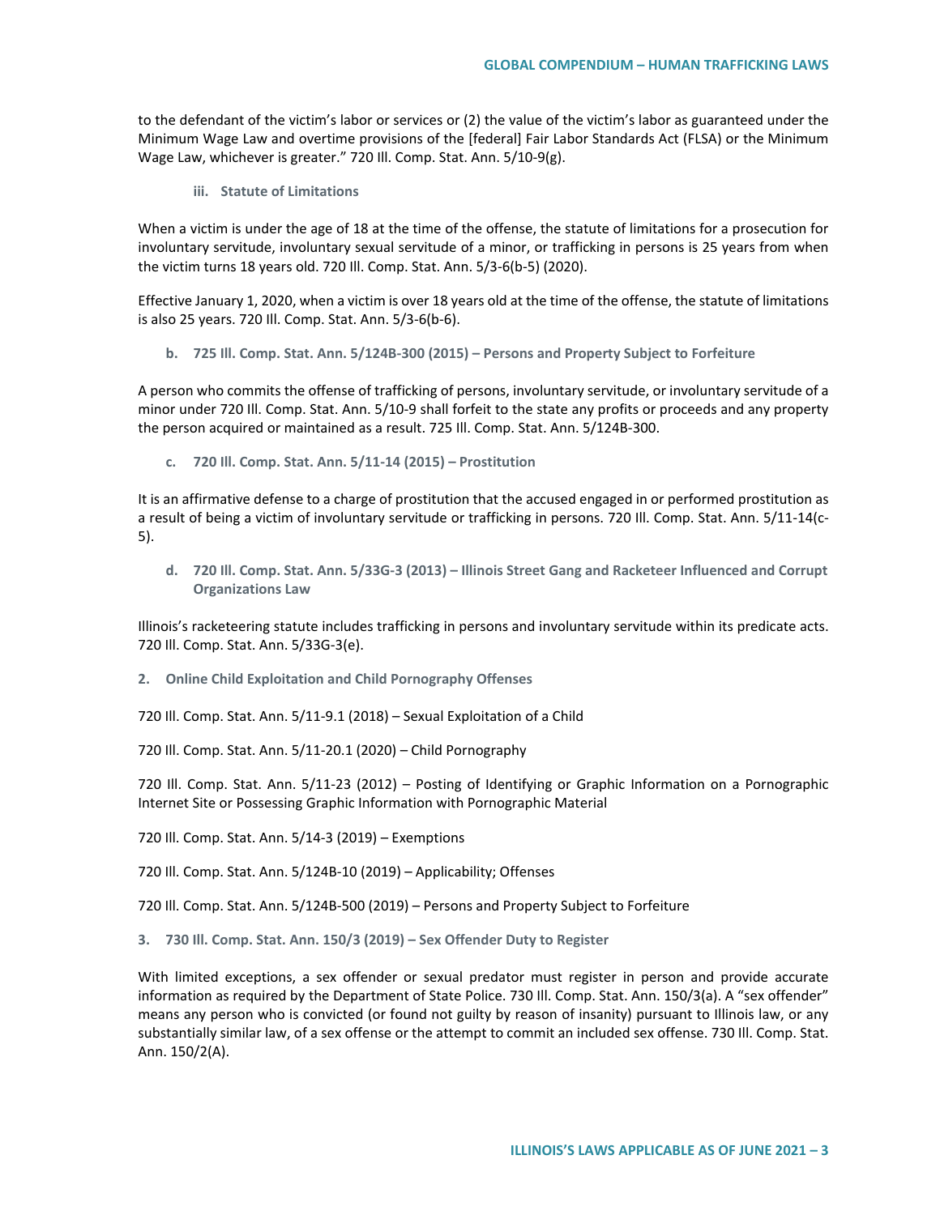to the defendant of the victim's labor or services or (2) the value of the victim's labor as guaranteed under the Minimum Wage Law and overtime provisions of the [federal] Fair Labor Standards Act (FLSA) or the Minimum Wage Law, whichever is greater." 720 Ill. Comp. Stat. Ann. 5/10-9(g).

#### iii. Statute of Limitations

When a victim is under the age of 18 at the time of the offense, the statute of limitations for a prosecution for involuntary servitude, involuntary sexual servitude of a minor, or trafficking in persons is 25 years from when the victim turns 18 years old. 720 Ill. Comp. Stat. Ann. 5/3-6(b-5) (2020).

Effective January 1, 2020, when a victim is over 18 years old at the time of the offense, the statute of limitations is also 25 years. 720 Ill. Comp. Stat. Ann. 5/3-6(b-6).

### b. 725 Ill. Comp. Stat. Ann. 5/124B-300 (2015) – Persons and Property Subject to Forfeiture

A person who commits the offense of trafficking of persons, involuntary servitude, or involuntary servitude of a minor under 720 Ill. Comp. Stat. Ann. 5/10-9 shall forfeit to the state any profits or proceeds and any property the person acquired or maintained as a result. 725 Ill. Comp. Stat. Ann. 5/124B-300.

### c. 720 Ill. Comp. Stat. Ann. 5/11-14 (2015) – Prostitution

It is an affirmative defense to a charge of prostitution that the accused engaged in or performed prostitution as a result of being a victim of involuntary servitude or trafficking in persons. 720 Ill. Comp. Stat. Ann. 5/11-14(c-5).

### d. 720 Ill. Comp. Stat. Ann. 5/33G-3 (2013) – Illinois Street Gang and Racketeer Influenced and Corrupt Organizations Law

Illinois's racketeering statute includes trafficking in persons and involuntary servitude within its predicate acts. 720 Ill. Comp. Stat. Ann. 5/33G-3(e).

## 2. Online Child Exploitation and Child Pornography Offenses

720 Ill. Comp. Stat. Ann. 5/11-9.1 (2018) – Sexual Exploitation of a Child

720 Ill. Comp. Stat. Ann. 5/11-20.1 (2020) – Child Pornography

720 Ill. Comp. Stat. Ann. 5/11-23 (2012) – Posting of Identifying or Graphic Information on a Pornographic Internet Site or Possessing Graphic Information with Pornographic Material

720 Ill. Comp. Stat. Ann. 5/14-3 (2019) – Exemptions

720 Ill. Comp. Stat. Ann. 5/124B-10 (2019) – Applicability; Offenses

720 Ill. Comp. Stat. Ann. 5/124B-500 (2019) – Persons and Property Subject to Forfeiture

## 3. 730 Ill. Comp. Stat. Ann. 150/3 (2019) – Sex Offender Duty to Register

With limited exceptions, a sex offender or sexual predator must register in person and provide accurate information as required by the Department of State Police. 730 Ill. Comp. Stat. Ann. 150/3(a). A "sex offender" means any person who is convicted (or found not guilty by reason of insanity) pursuant to Illinois law, or any substantially similar law, of a sex offense or the attempt to commit an included sex offense. 730 Ill. Comp. Stat. Ann. 150/2(A).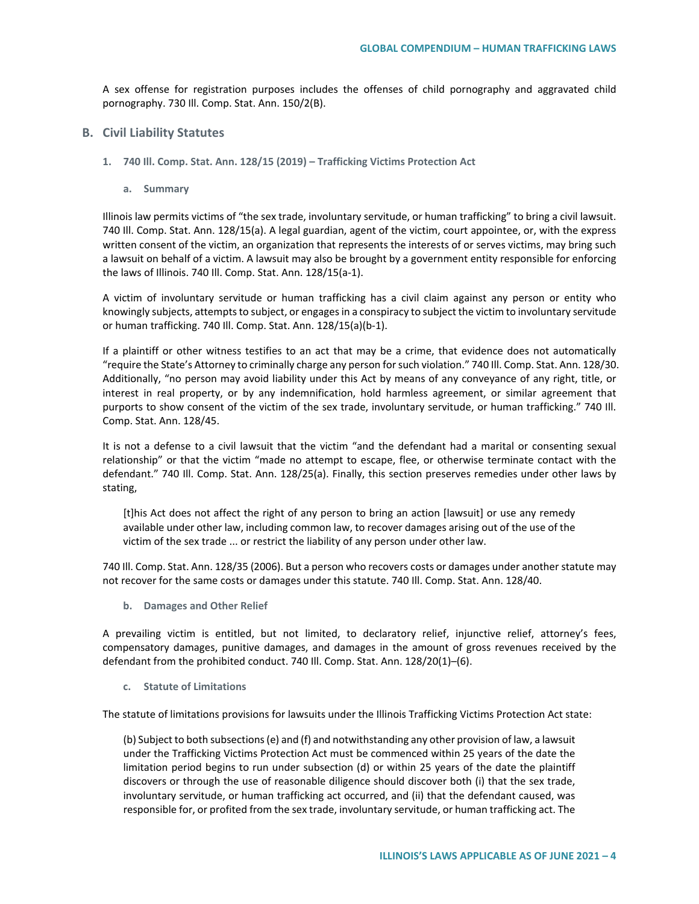A sex offense for registration purposes includes the offenses of child pornography and aggravated child pornography. 730 Ill. Comp. Stat. Ann. 150/2(B).

## B. Civil Liability Statutes

### 1. 740 Ill. Comp. Stat. Ann. 128/15 (2019) – Trafficking Victims Protection Act

#### a. Summary

Illinois law permits victims of "the sex trade, involuntary servitude, or human trafficking" to bring a civil lawsuit. 740 Ill. Comp. Stat. Ann. 128/15(a). A legal guardian, agent of the victim, court appointee, or, with the express written consent of the victim, an organization that represents the interests of or serves victims, may bring such a lawsuit on behalf of a victim. A lawsuit may also be brought by a government entity responsible for enforcing the laws of Illinois. 740 Ill. Comp. Stat. Ann. 128/15(a-1).

A victim of involuntary servitude or human trafficking has a civil claim against any person or entity who knowingly subjects, attempts to subject, or engages in a conspiracy to subject the victim to involuntary servitude or human trafficking. 740 Ill. Comp. Stat. Ann. 128/15(a)(b-1).

If a plaintiff or other witness testifies to an act that may be a crime, that evidence does not automatically "require the State's Attorney to criminally charge any person for such violation." 740 Ill. Comp. Stat. Ann. 128/30. Additionally, "no person may avoid liability under this Act by means of any conveyance of any right, title, or interest in real property, or by any indemnification, hold harmless agreement, or similar agreement that purports to show consent of the victim of the sex trade, involuntary servitude, or human trafficking." 740 Ill. Comp. Stat. Ann. 128/45.

It is not a defense to a civil lawsuit that the victim "and the defendant had a marital or consenting sexual relationship" or that the victim "made no attempt to escape, flee, or otherwise terminate contact with the defendant." 740 Ill. Comp. Stat. Ann. 128/25(a). Finally, this section preserves remedies under other laws by stating,

> [t]his Act does not affect the right of any person to bring an action [lawsuit] or use any remedy available under other law, including common law, to recover damages arising out of the use of the victim of the sex trade ... or restrict the liability of any person under other law.

740 Ill. Comp. Stat. Ann. 128/35 (2006). But a person who recovers costs or damages under another statute may not recover for the same costs or damages under this statute. 740 Ill. Comp. Stat. Ann. 128/40.

#### b. Damages and Other Relief

A prevailing victim is entitled, but not limited, to declaratory relief, injunctive relief, attorney's fees, compensatory damages, punitive damages, and damages in the amount of gross revenues received by the defendant from the prohibited conduct. 740 Ill. Comp. Stat. Ann. 128/20(1)–(6).

#### c. Statute of Limitations

The statute of limitations provisions for lawsuits under the Illinois Trafficking Victims Protection Act state:

> (b) Subject to both subsections (e) and (f) and notwithstanding any other provision of law, a lawsuit under the Trafficking Victims Protection Act must be commenced within 25 years of the date the limitation period begins to run under subsection (d) or within 25 years of the date the plaintiff discovers or through the use of reasonable diligence should discover both (i) that the sex trade, involuntary servitude, or human trafficking act occurred, and (ii) that the defendant caused, was responsible for, or profited from the sex trade, involuntary servitude, or human trafficking act. The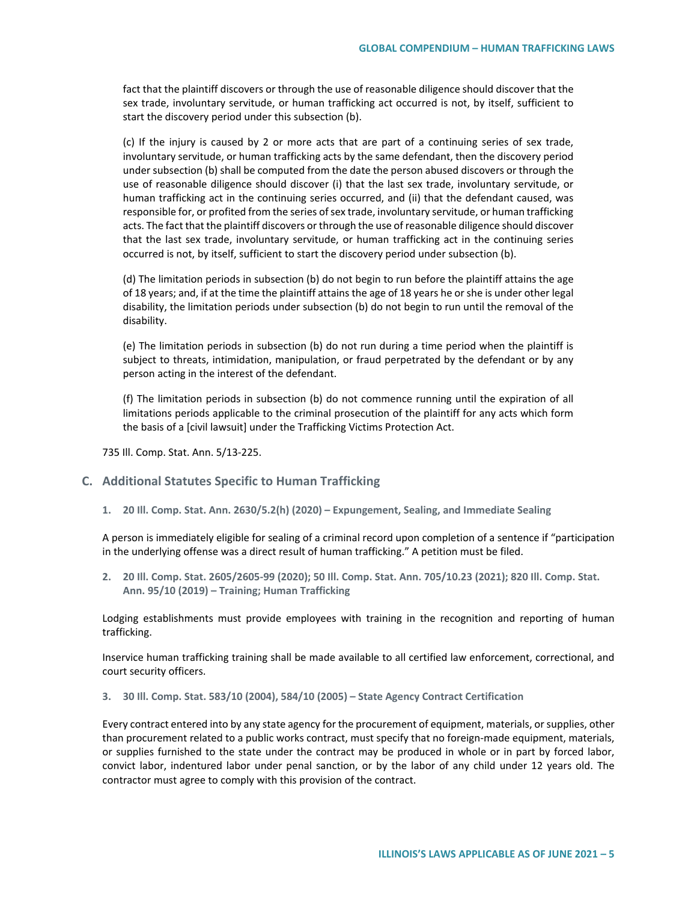fact that the plaintiff discovers or through the use of reasonable diligence should discover that the sex trade, involuntary servitude, or human trafficking act occurred is not, by itself, sufficient to start the discovery period under this subsection (b).

(c) If the injury is caused by 2 or more acts that are part of a continuing series of sex trade, involuntary servitude, or human trafficking acts by the same defendant, then the discovery period under subsection (b) shall be computed from the date the person abused discovers or through the use of reasonable diligence should discover (i) that the last sex trade, involuntary servitude, or human trafficking act in the continuing series occurred, and (ii) that the defendant caused, was responsible for, or profited from the series of sex trade, involuntary servitude, or human trafficking acts. The fact that the plaintiff discovers or through the use of reasonable diligence should discover that the last sex trade, involuntary servitude, or human trafficking act in the continuing series occurred is not, by itself, sufficient to start the discovery period under subsection (b).

(d) The limitation periods in subsection (b) do not begin to run before the plaintiff attains the age of 18 years; and, if at the time the plaintiff attains the age of 18 years he or she is under other legal disability, the limitation periods under subsection (b) do not begin to run until the removal of the disability.

(e) The limitation periods in subsection (b) do not run during a time period when the plaintiff is subject to threats, intimidation, manipulation, or fraud perpetrated by the defendant or by any person acting in the interest of the defendant.

(f) The limitation periods in subsection (b) do not commence running until the expiration of all limitations periods applicable to the criminal prosecution of the plaintiff for any acts which form the basis of a [civil lawsuit] under the Trafficking Victims Protection Act.

735 Ill. Comp. Stat. Ann. 5/13-225.

## C. Additional Statutes Specific to Human Trafficking

### 1. 20 Ill. Comp. Stat. Ann. 2630/5.2(h) (2020) – Expungement, Sealing, and Immediate Sealing

A person is immediately eligible for sealing of a criminal record upon completion of a sentence if "participation in the underlying offense was a direct result of human trafficking." A petition must be filed.

### 2. 20 Ill. Comp. Stat. 2605/2605-99 (2020); 50 Ill. Comp. Stat. Ann. 705/10.23 (2021); 820 Ill. Comp. Stat. Ann. 95/10 (2019) – Training; Human Trafficking

Lodging establishments must provide employees with training in the recognition and reporting of human trafficking.

Inservice human trafficking training shall be made available to all certified law enforcement, correctional, and court security officers.

### 3. 30 Ill. Comp. Stat. 583/10 (2004), 584/10 (2005) – State Agency Contract Certification

Every contract entered into by any state agency for the procurement of equipment, materials, or supplies, other than procurement related to a public works contract, must specify that no foreign-made equipment, materials, or supplies furnished to the state under the contract may be produced in whole or in part by forced labor, convict labor, indentured labor under penal sanction, or by the labor of any child under 12 years old. The contractor must agree to comply with this provision of the contract.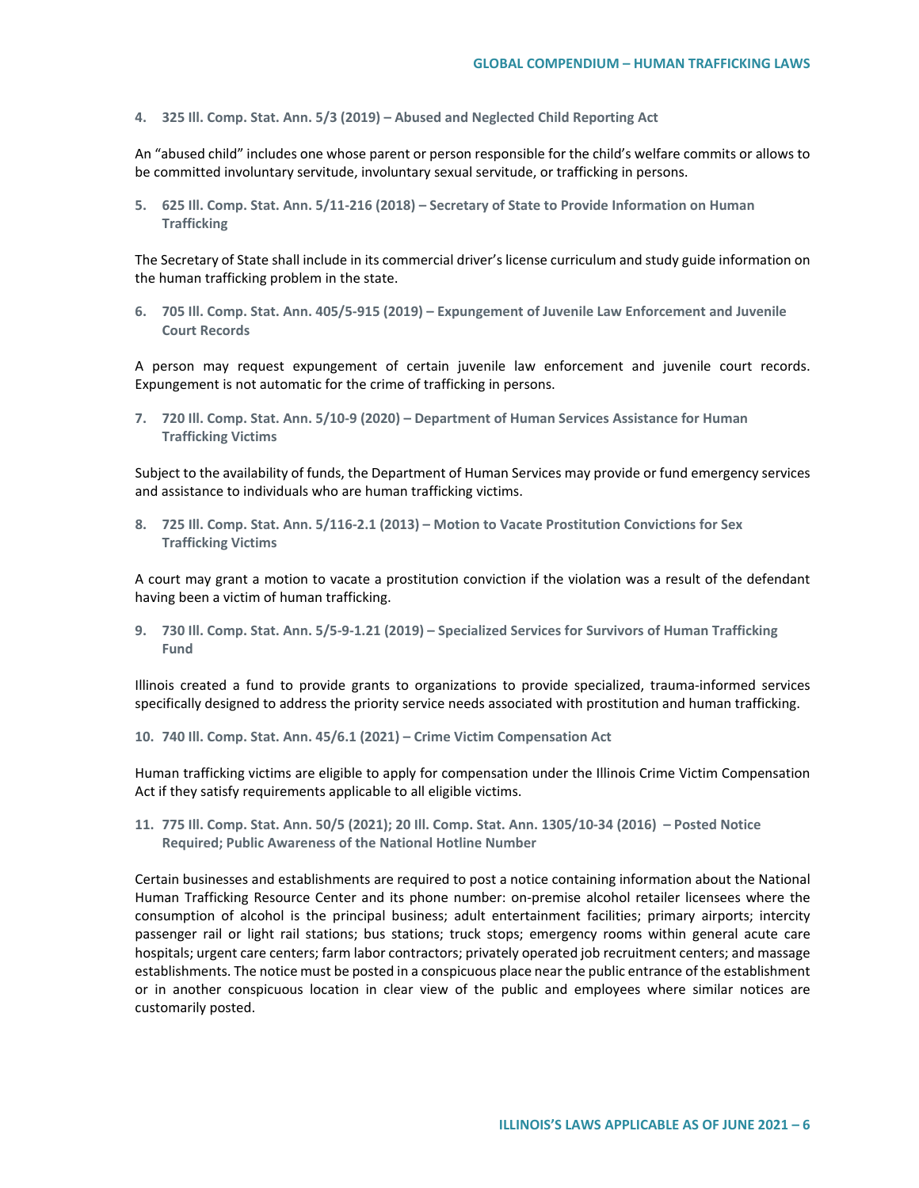**4. 325 Ill. Comp. Stat. Ann. 5/3 (2019) – Abused and Neglected Child Reporting Act**

An "abused child" includes one whose parent or person responsible for the child's welfare commits or allows to be committed involuntary servitude, involuntary sexual servitude, or trafficking in persons.

**5. 625 Ill. Comp. Stat. Ann. 5/11-216 (2018) – Secretary of State to Provide Information on Human Trafficking**

The Secretary of State shall include in its commercial driver's license curriculum and study guide information on the human trafficking problem in the state.

**6. 705 Ill. Comp. Stat. Ann. 405/5-915 (2019) – Expungement of Juvenile Law Enforcement and Juvenile Court Records**

A person may request expungement of certain juvenile law enforcement and juvenile court records. Expungement is not automatic for the crime of trafficking in persons.

**7. 720 Ill. Comp. Stat. Ann. 5/10-9 (2020) – Department of Human Services Assistance for Human Trafficking Victims**

Subject to the availability of funds, the Department of Human Services may provide or fund emergency services and assistance to individuals who are human trafficking victims.

**8. 725 Ill. Comp. Stat. Ann. 5/116-2.1 (2013) – Motion to Vacate Prostitution Convictions for Sex Trafficking Victims**

A court may grant a motion to vacate a prostitution conviction if the violation was a result of the defendant having been a victim of human trafficking.

**9. 730 Ill. Comp. Stat. Ann. 5/5-9-1.21 (2019) – Specialized Services for Survivors of Human Trafficking Fund**

Illinois created a fund to provide grants to organizations to provide specialized, trauma-informed services specifically designed to address the priority service needs associated with prostitution and human trafficking.

**10. 740 Ill. Comp. Stat. Ann. 45/6.1 (2021) – Crime Victim Compensation Act**

Human trafficking victims are eligible to apply for compensation under the Illinois Crime Victim Compensation Act if they satisfy requirements applicable to all eligible victims.

**11. 775 Ill. Comp. Stat. Ann. 50/5 (2021); 20 Ill. Comp. Stat. Ann. 1305/10-34 (2016) – Posted Notice Required; Public Awareness of the National Hotline Number**

Certain businesses and establishments are required to post a notice containing information about the National Human Trafficking Resource Center and its phone number: on-premise alcohol retailer licensees where the consumption of alcohol is the principal business; adult entertainment facilities; primary airports; intercity passenger rail or light rail stations; bus stations; truck stops; emergency rooms within general acute care hospitals; urgent care centers; farm labor contractors; privately operated job recruitment centers; and massage establishments. The notice must be posted in a conspicuous place near the public entrance of the establishment or in another conspicuous location in clear view of the public and employees where similar notices are customarily posted.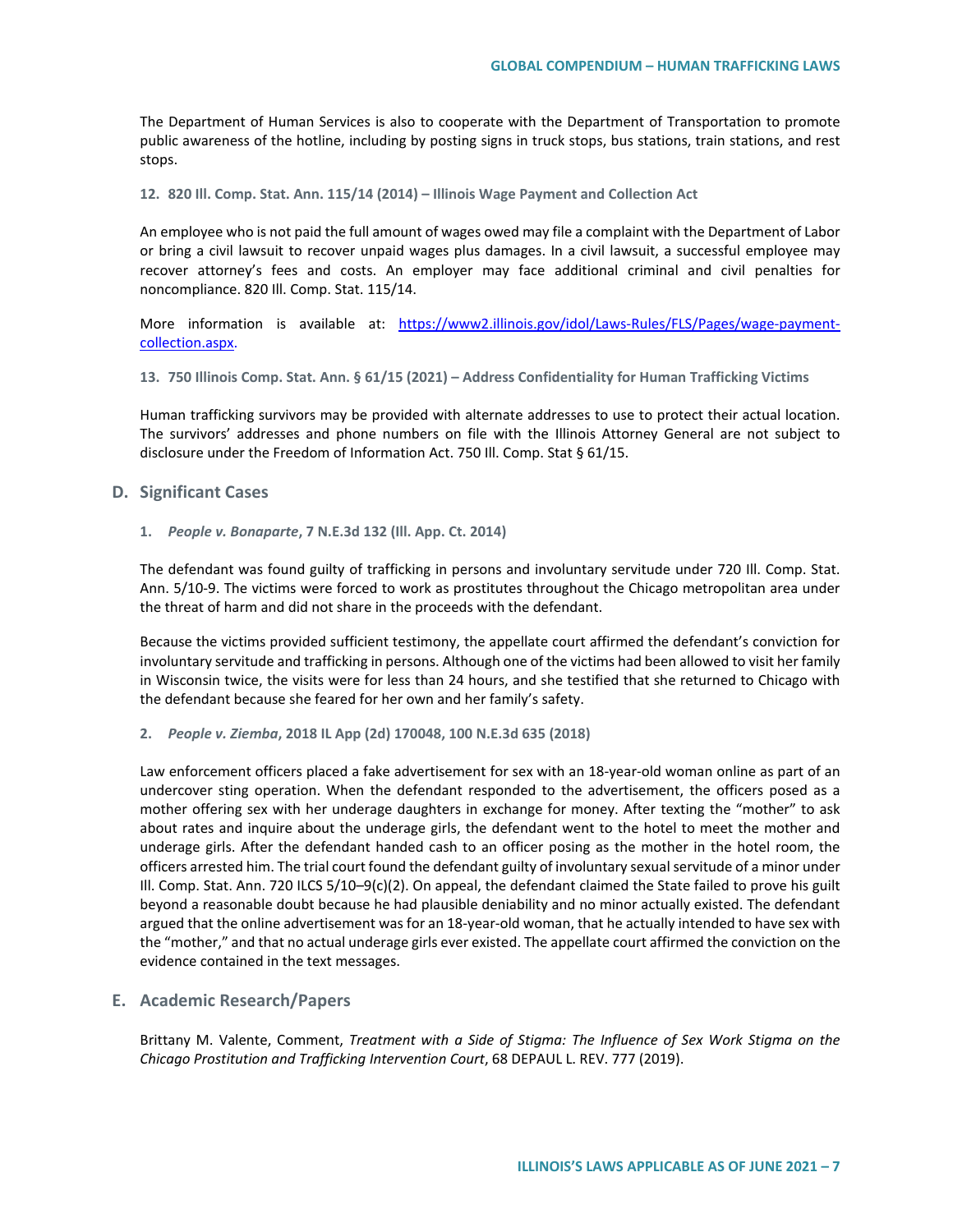The Department of Human Services is also to cooperate with the Department of Transportation to promote public awareness of the hotline, including by posting signs in truck stops, bus stations, train stations, and rest stops.

#### 12. 820 Ill. Comp. Stat. Ann. 115/14 (2014) – Illinois Wage Payment and Collection Act

An employee who is not paid the full amount of wages owed may file a complaint with the Department of Labor or bring a civil lawsuit to recover unpaid wages plus damages. In a civil lawsuit, a successful employee may recover attorney's fees and costs. An employer may face additional criminal and civil penalties for noncompliance. 820 Ill. Comp. Stat. 115/14.

More information is available at: [https://www2.illinois.gov/idol/Laws-Rules/FLS/Pages/wage-payment-collection.aspx](https://www2.illinois.gov/idol/Laws-Rules/FLS/Pages/wage-payment-collection.aspx).

#### 13. 750 Illinois Comp. Stat. Ann. § 61/15 (2021) – Address Confidentiality for Human Trafficking Victims

Human trafficking survivors may be provided with alternate addresses to use to protect their actual location. The survivors' addresses and phone numbers on file with the Illinois Attorney General are not subject to disclosure under the Freedom of Information Act. 750 Ill. Comp. Stat § 61/15.

## D. Significant Cases

#### 1. *People v. Bonaparte*, 7 N.E.3d 132 (Ill. App. Ct. 2014)

The defendant was found guilty of trafficking in persons and involuntary servitude under 720 Ill. Comp. Stat. Ann. 5/10-9. The victims were forced to work as prostitutes throughout the Chicago metropolitan area under the threat of harm and did not share in the proceeds with the defendant.

Because the victims provided sufficient testimony, the appellate court affirmed the defendant's conviction for involuntary servitude and trafficking in persons. Although one of the victims had been allowed to visit her family in Wisconsin twice, the visits were for less than 24 hours, and she testified that she returned to Chicago with the defendant because she feared for her own and her family's safety.

#### 2. *People v. Ziemba*, 2018 IL App (2d) 170048, 100 N.E.3d 635 (2018)

Law enforcement officers placed a fake advertisement for sex with an 18-year-old woman online as part of an undercover sting operation. When the defendant responded to the advertisement, the officers posed as a mother offering sex with her underage daughters in exchange for money. After texting the "mother" to ask about rates and inquire about the underage girls, the defendant went to the hotel to meet the mother and underage girls. After the defendant handed cash to an officer posing as the mother in the hotel room, the officers arrested him. The trial court found the defendant guilty of involuntary sexual servitude of a minor under Ill. Comp. Stat. Ann. 720 ILCS 5/10–9(c)(2). On appeal, the defendant claimed the State failed to prove his guilt beyond a reasonable doubt because he had plausible deniability and no minor actually existed. The defendant argued that the online advertisement was for an 18-year-old woman, that he actually intended to have sex with the "mother," and that no actual underage girls ever existed. The appellate court affirmed the conviction on the evidence contained in the text messages.

## E. Academic Research/Papers

Brittany M. Valente, Comment, *Treatment with a Side of Stigma: The Influence of Sex Work Stigma on the Chicago Prostitution and Trafficking Intervention Court*, 68 DEPAUL L. REV. 777 (2019).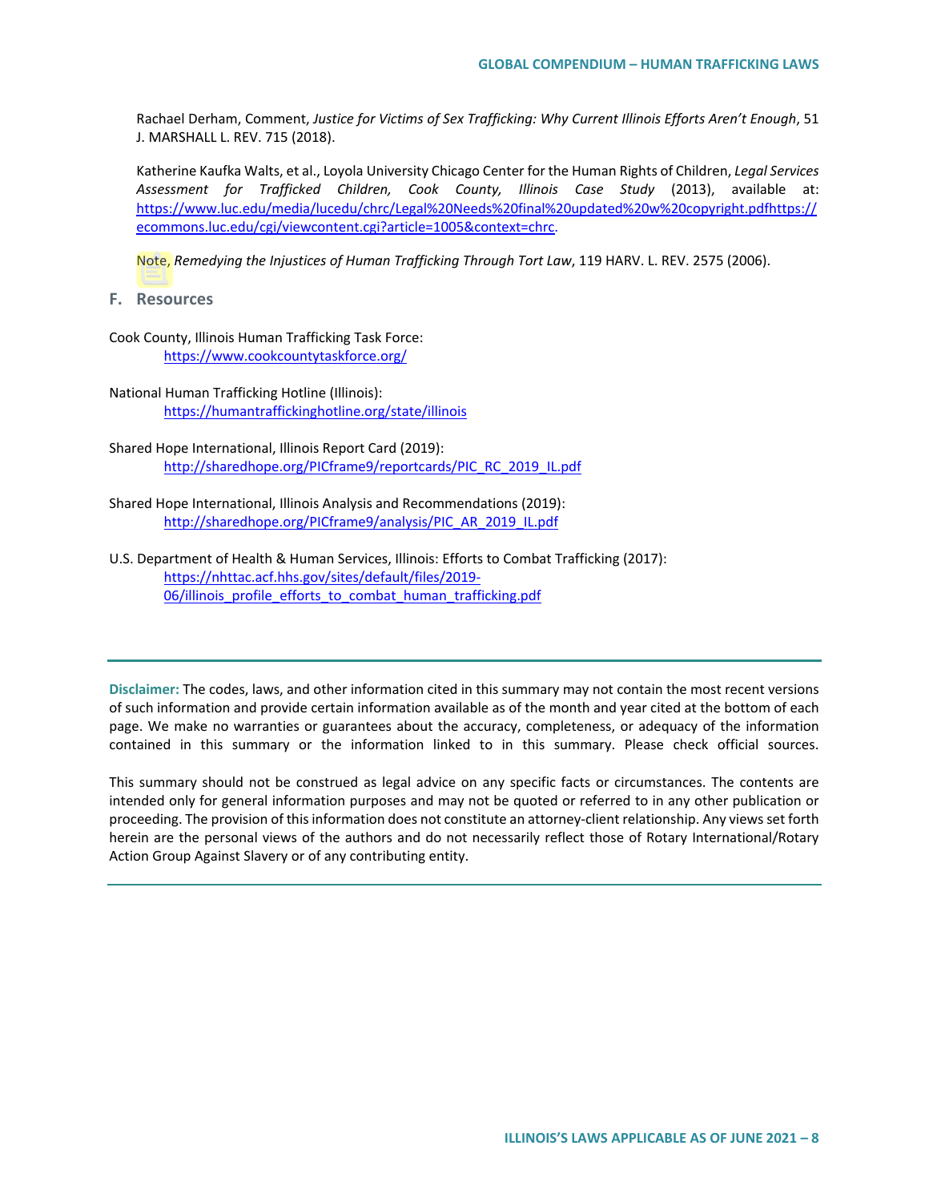Rachael Derham, Comment, *Justice for Victims of Sex Trafficking: Why Current Illinois Efforts Aren't Enough*, 51 J. MARSHALL L. REV. 715 (2018).

Katherine Kaufka Walts, et al., Loyola University Chicago Center for the Human Rights of Children, *Legal Services Assessment for Trafficked Children, Cook County, Illinois Case Study* (2013), available at: https://www.luc.edu/media/lucedu/chrc/Legal%20Needs%20final%20updated%20w%20copyright.pdfhttps://ecommons.luc.edu/cgi/viewcontent.cgi?article=1005&context=chrc.

Note, *Remedying the Injustices of Human Trafficking Through Tort Law*, 119 HARV. L. REV. 2575 (2006).

## F. Resources

Cook County, Illinois Human Trafficking Task Force:
https://www.cookcountytaskforce.org/

National Human Trafficking Hotline (Illinois):
https://humantraffickinghotline.org/state/illinois

Shared Hope International, Illinois Report Card (2019):
http://sharedhope.org/PICframe9/reportcards/PIC_RC_2019_IL.pdf

Shared Hope International, Illinois Analysis and Recommendations (2019):
http://sharedhope.org/PICframe9/analysis/PIC_AR_2019_IL.pdf

U.S. Department of Health & Human Services, Illinois: Efforts to Combat Trafficking (2017):
https://nhttac.acf.hhs.gov/sites/default/files/2019-06/illinois_profile_efforts_to_combat_human_trafficking.pdf

---

**Disclaimer:** The codes, laws, and other information cited in this summary may not contain the most recent versions of such information and provide certain information available as of the month and year cited at the bottom of each page. We make no warranties or guarantees about the accuracy, completeness, or adequacy of the information contained in this summary or the information linked to in this summary. Please check official sources.

This summary should not be construed as legal advice on any specific facts or circumstances. The contents are intended only for general information purposes and may not be quoted or referred to in any other publication or proceeding. The provision of this information does not constitute an attorney-client relationship. Any views set forth herein are the personal views of the authors and do not necessarily reflect those of Rotary International/Rotary Action Group Against Slavery or of any contributing entity.

---